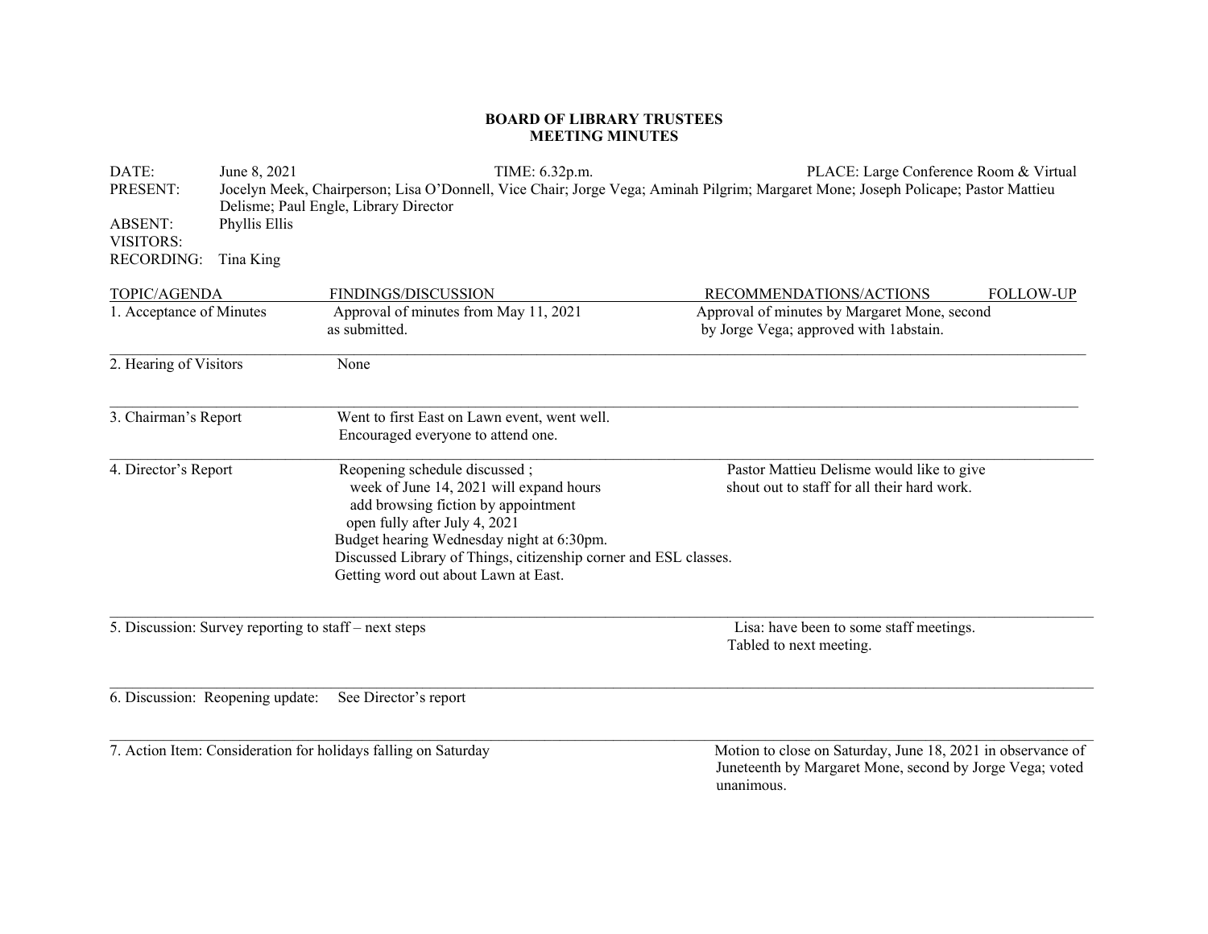# BOARD OF LIBRARY TRUSTEES
# MEETING MINUTES

DATE: June 8, 2021 TIME: 6.32p.m. PLACE: Large Conference Room & Virtual

PRESENT: Jocelyn Meek, Chairperson; Lisa O'Donnell, Vice Chair; Jorge Vega; Aminah Pilgrim; Margaret Mone; Joseph Policape; Pastor Mattieu Delisme; Paul Engle, Library Director

ABSENT: Phyllis Ellis

VISITORS:

RECORDING: Tina King

| TOPIC/AGENDA | FINDINGS/DISCUSSION | RECOMMENDATIONS/ACTIONS | FOLLOW-UP |
|---|---|---|---|
| 1. Acceptance of Minutes | Approval of minutes from May 11, 2021 as submitted. | Approval of minutes by Margaret Mone, second by Jorge Vega; approved with 1abstain. | |
| 2. Hearing of Visitors | None | | |
| 3. Chairman's Report | Went to first East on Lawn event, went well.<br>Encouraged everyone to attend one. | | |
| 4. Director's Report | Reopening schedule discussed ;<br>week of June 14, 2021 will expand hours<br>add browsing fiction by appointment<br>open fully after July 4, 2021<br>Budget hearing Wednesday night at 6:30pm.<br>Discussed Library of Things, citizenship corner and ESL classes.<br>Getting word out about Lawn at East. | Pastor Mattieu Delisme would like to give shout out to staff for all their hard work. | |
| 5. Discussion: Survey reporting to staff – next steps | | Lisa: have been to some staff meetings.<br>Tabled to next meeting. | |
| 6. Discussion: Reopening update: | See Director's report | | |
| 7. Action Item: Consideration for holidays falling on Saturday | | Motion to close on Saturday, June 18, 2021 in observance of Juneteenth by Margaret Mone, second by Jorge Vega; voted unanimous. | |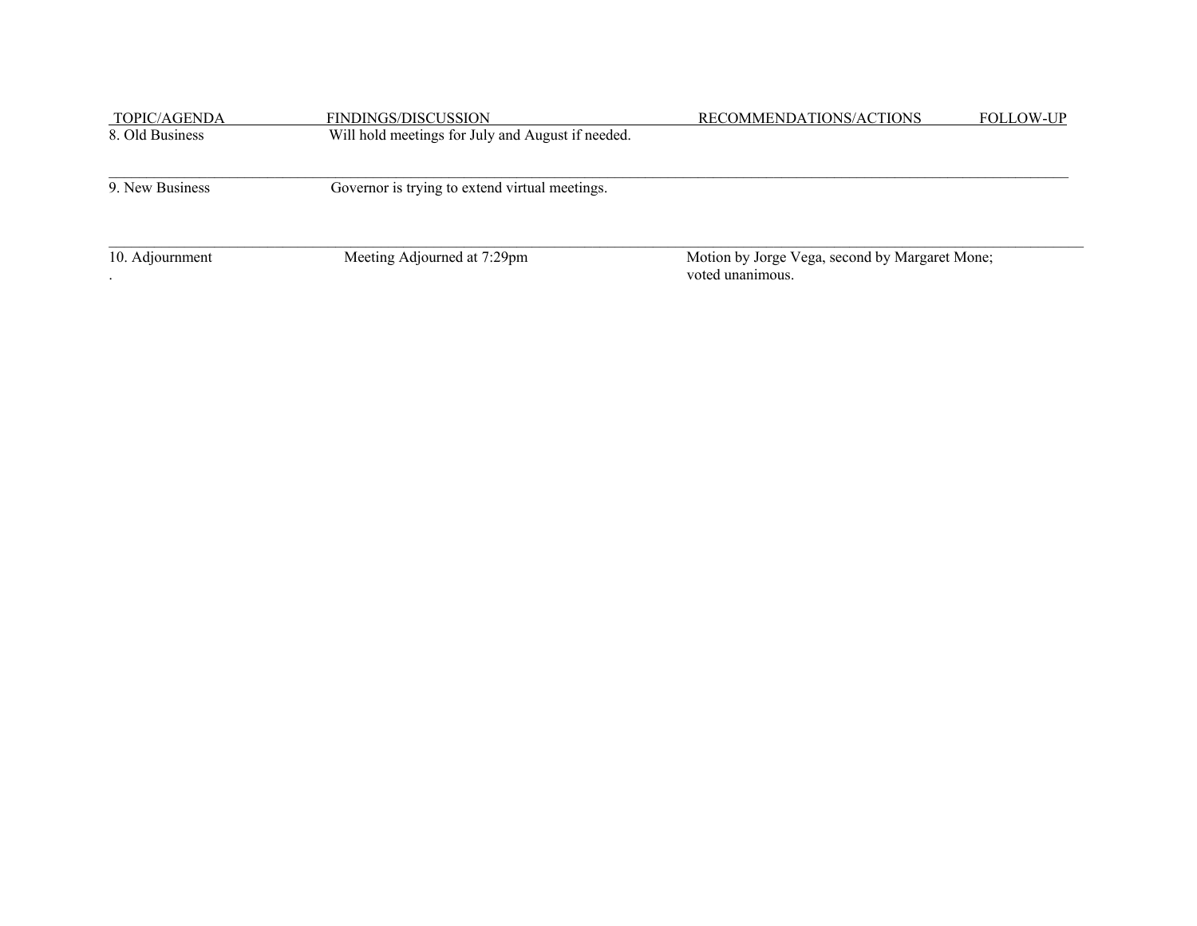| TOPIC/AGENDA | FINDINGS/DISCUSSION | RECOMMENDATIONS/ACTIONS | FOLLOW-UP |
|---|---|---|---|
| 8. Old Business | Will hold meetings for July and August if needed. | | |
| 9. New Business | Governor is trying to extend virtual meetings. | | |
| 10. Adjournment<br>. | Meeting Adjourned at 7:29pm | Motion by Jorge Vega, second by Margaret Mone; voted unanimous. | |